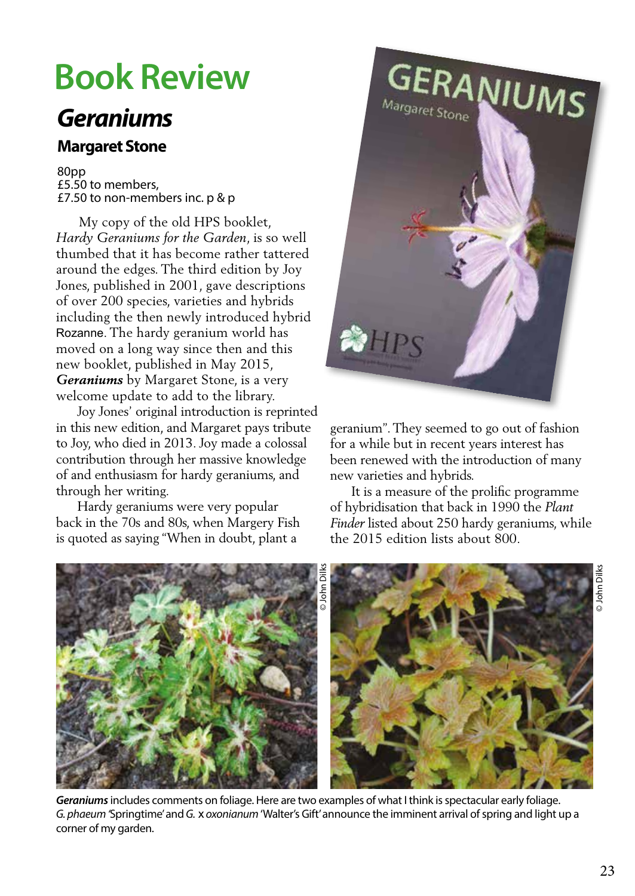# Book Review

## *Geraniums*

### Margaret Stone

80pp
£5.50 to members,
£7.50 to non-members inc. p & p

My copy of the old HPS booklet, *Hardy Geraniums for the Garden*, is so well thumbed that it has become rather tattered around the edges. The third edition by Joy Jones, published in 2001, gave descriptions of over 200 species, varieties and hybrids including the then newly introduced hybrid Rozanne. The hardy geranium world has moved on a long way since then and this new booklet, published in May 2015, ***Geraniums*** by Margaret Stone, is a very welcome update to add to the library.

Joy Jones' original introduction is reprinted in this new edition, and Margaret pays tribute to Joy, who died in 2013. Joy made a colossal contribution through her massive knowledge of and enthusiasm for hardy geraniums, and through her writing.

Hardy geraniums were very popular back in the 70s and 80s, when Margery Fish is quoted as saying "When in doubt, plant a geranium". They seemed to go out of fashion for a while but in recent years interest has been renewed with the introduction of many new varieties and hybrids.

It is a measure of the prolific programme of hybridisation that back in 1990 the *Plant Finder* listed about 250 hardy geraniums, while the 2015 edition lists about 800.

© John Dilks

© John Dilks

***Geraniums*** includes comments on foliage. Here are two examples of what I think is spectacular early foliage. *G. phaeum* 'Springtime' and *G.* x *oxonianum* 'Walter's Gift' announce the imminent arrival of spring and light up a corner of my garden.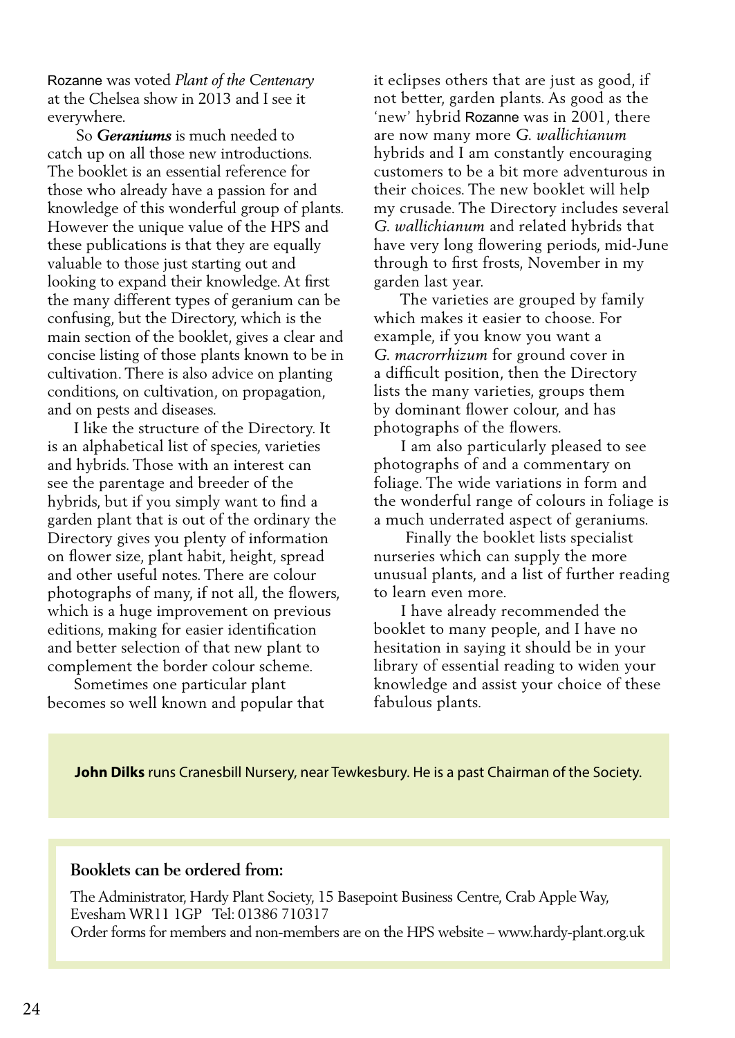Rozanne was voted *Plant of the Centenary* at the Chelsea show in 2013 and I see it everywhere.

So ***Geraniums*** is much needed to catch up on all those new introductions. The booklet is an essential reference for those who already have a passion for and knowledge of this wonderful group of plants. However the unique value of the HPS and these publications is that they are equally valuable to those just starting out and looking to expand their knowledge. At first the many different types of geranium can be confusing, but the Directory, which is the main section of the booklet, gives a clear and concise listing of those plants known to be in cultivation. There is also advice on planting conditions, on cultivation, on propagation, and on pests and diseases.

I like the structure of the Directory. It is an alphabetical list of species, varieties and hybrids. Those with an interest can see the parentage and breeder of the hybrids, but if you simply want to find a garden plant that is out of the ordinary the Directory gives you plenty of information on flower size, plant habit, height, spread and other useful notes. There are colour photographs of many, if not all, the flowers, which is a huge improvement on previous editions, making for easier identification and better selection of that new plant to complement the border colour scheme.

Sometimes one particular plant becomes so well known and popular that it eclipses others that are just as good, if not better, garden plants. As good as the 'new' hybrid Rozanne was in 2001, there are now many more *G. wallichianum* hybrids and I am constantly encouraging customers to be a bit more adventurous in their choices. The new booklet will help my crusade. The Directory includes several *G. wallichianum* and related hybrids that have very long flowering periods, mid-June through to first frosts, November in my garden last year.

The varieties are grouped by family which makes it easier to choose. For example, if you know you want a *G. macrorrhizum* for ground cover in a difficult position, then the Directory lists the many varieties, groups them by dominant flower colour, and has photographs of the flowers.

I am also particularly pleased to see photographs of and a commentary on foliage. The wide variations in form and the wonderful range of colours in foliage is a much underrated aspect of geraniums.

Finally the booklet lists specialist nurseries which can supply the more unusual plants, and a list of further reading to learn even more.

I have already recommended the booklet to many people, and I have no hesitation in saying it should be in your library of essential reading to widen your knowledge and assist your choice of these fabulous plants.

**John Dilks** runs Cranesbill Nursery, near Tewkesbury. He is a past Chairman of the Society.

**Booklets can be ordered from:**

The Administrator, Hardy Plant Society, 15 Basepoint Business Centre, Crab Apple Way, Evesham WR11 1GP Tel: 01386 710317
Order forms for members and non-members are on the HPS website – www.hardy-plant.org.uk